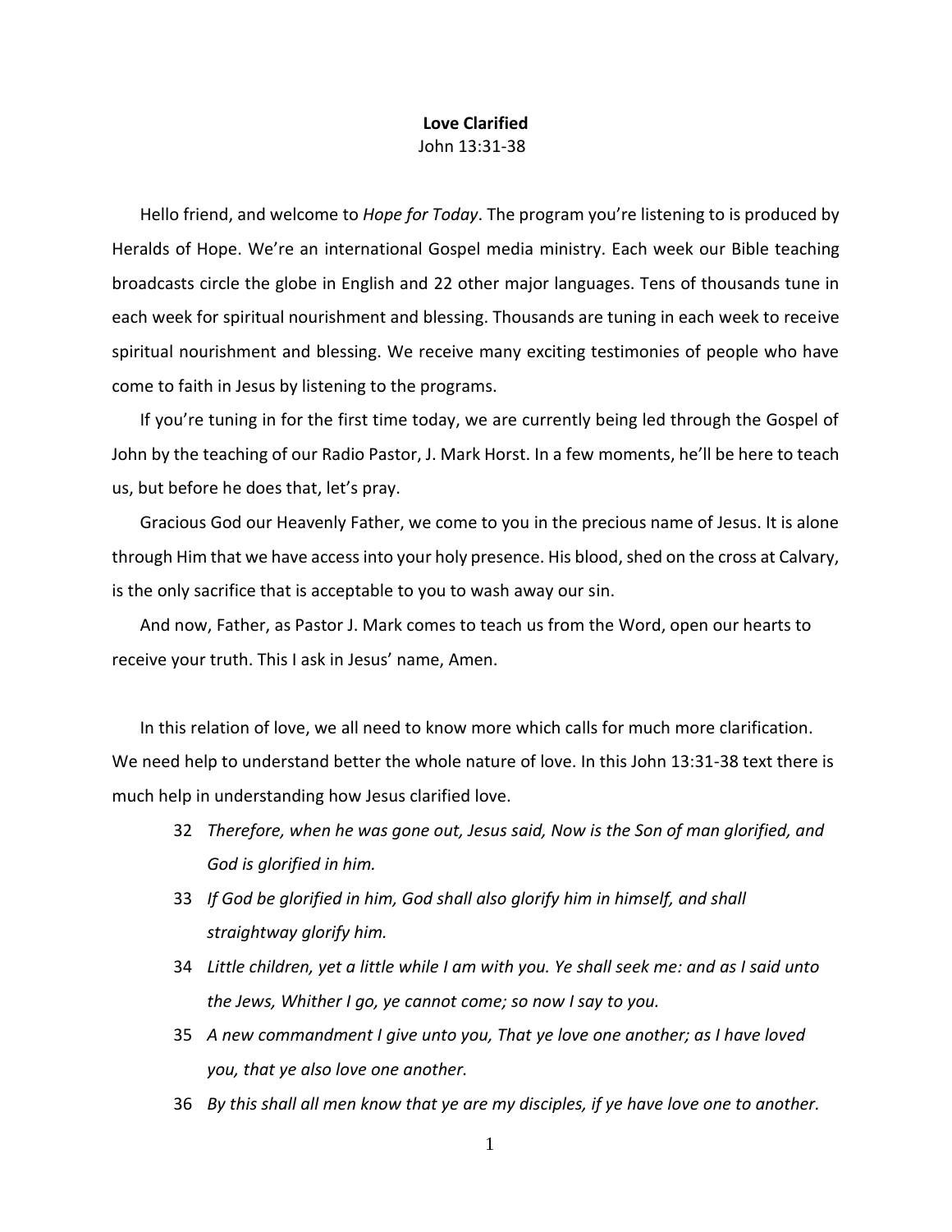**Love Clarified**

John 13:31-38

Hello friend, and welcome to *Hope for Today*. The program you're listening to is produced by Heralds of Hope. We're an international Gospel media ministry. Each week our Bible teaching broadcasts circle the globe in English and 22 other major languages. Tens of thousands tune in each week for spiritual nourishment and blessing. Thousands are tuning in each week to receive spiritual nourishment and blessing. We receive many exciting testimonies of people who have come to faith in Jesus by listening to the programs.

If you're tuning in for the first time today, we are currently being led through the Gospel of John by the teaching of our Radio Pastor, J. Mark Horst. In a few moments, he'll be here to teach us, but before he does that, let's pray.

Gracious God our Heavenly Father, we come to you in the precious name of Jesus. It is alone through Him that we have access into your holy presence. His blood, shed on the cross at Calvary, is the only sacrifice that is acceptable to you to wash away our sin.

And now, Father, as Pastor J. Mark comes to teach us from the Word, open our hearts to receive your truth. This I ask in Jesus' name, Amen.

In this relation of love, we all need to know more which calls for much more clarification. We need help to understand better the whole nature of love. In this John 13:31-38 text there is much help in understanding how Jesus clarified love.

32 *Therefore, when he was gone out, Jesus said, Now is the Son of man glorified, and God is glorified in him.*

33 *If God be glorified in him, God shall also glorify him in himself, and shall straightway glorify him.*

34 *Little children, yet a little while I am with you. Ye shall seek me: and as I said unto the Jews, Whither I go, ye cannot come; so now I say to you.*

35 *A new commandment I give unto you, That ye love one another; as I have loved you, that ye also love one another.*

36 *By this shall all men know that ye are my disciples, if ye have love one to another.*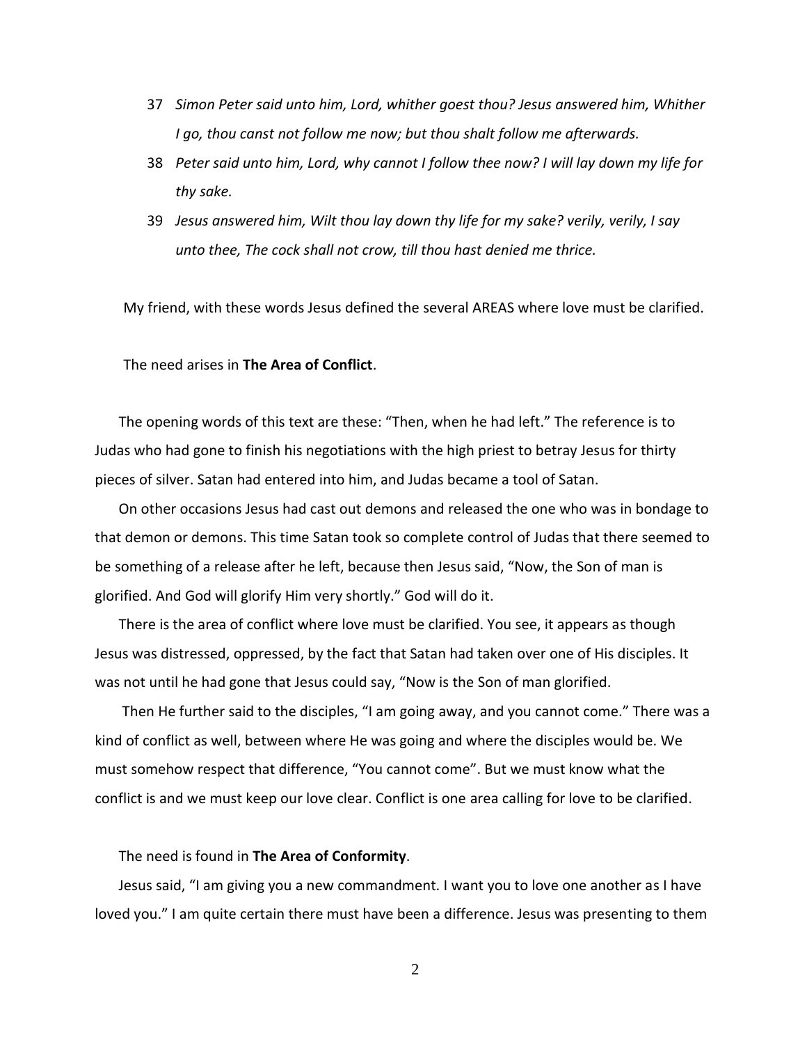37 *Simon Peter said unto him, Lord, whither goest thou? Jesus answered him, Whither I go, thou canst not follow me now; but thou shalt follow me afterwards.*

38 *Peter said unto him, Lord, why cannot I follow thee now? I will lay down my life for thy sake.*

39 *Jesus answered him, Wilt thou lay down thy life for my sake? verily, verily, I say unto thee, The cock shall not crow, till thou hast denied me thrice.*

My friend, with these words Jesus defined the several AREAS where love must be clarified.

The need arises in **The Area of Conflict**.

The opening words of this text are these: "Then, when he had left." The reference is to Judas who had gone to finish his negotiations with the high priest to betray Jesus for thirty pieces of silver. Satan had entered into him, and Judas became a tool of Satan.

On other occasions Jesus had cast out demons and released the one who was in bondage to that demon or demons. This time Satan took so complete control of Judas that there seemed to be something of a release after he left, because then Jesus said, "Now, the Son of man is glorified. And God will glorify Him very shortly." God will do it.

There is the area of conflict where love must be clarified. You see, it appears as though Jesus was distressed, oppressed, by the fact that Satan had taken over one of His disciples. It was not until he had gone that Jesus could say, "Now is the Son of man glorified.

Then He further said to the disciples, "I am going away, and you cannot come." There was a kind of conflict as well, between where He was going and where the disciples would be. We must somehow respect that difference, "You cannot come". But we must know what the conflict is and we must keep our love clear. Conflict is one area calling for love to be clarified.

The need is found in **The Area of Conformity**.

Jesus said, "I am giving you a new commandment. I want you to love one another as I have loved you." I am quite certain there must have been a difference. Jesus was presenting to them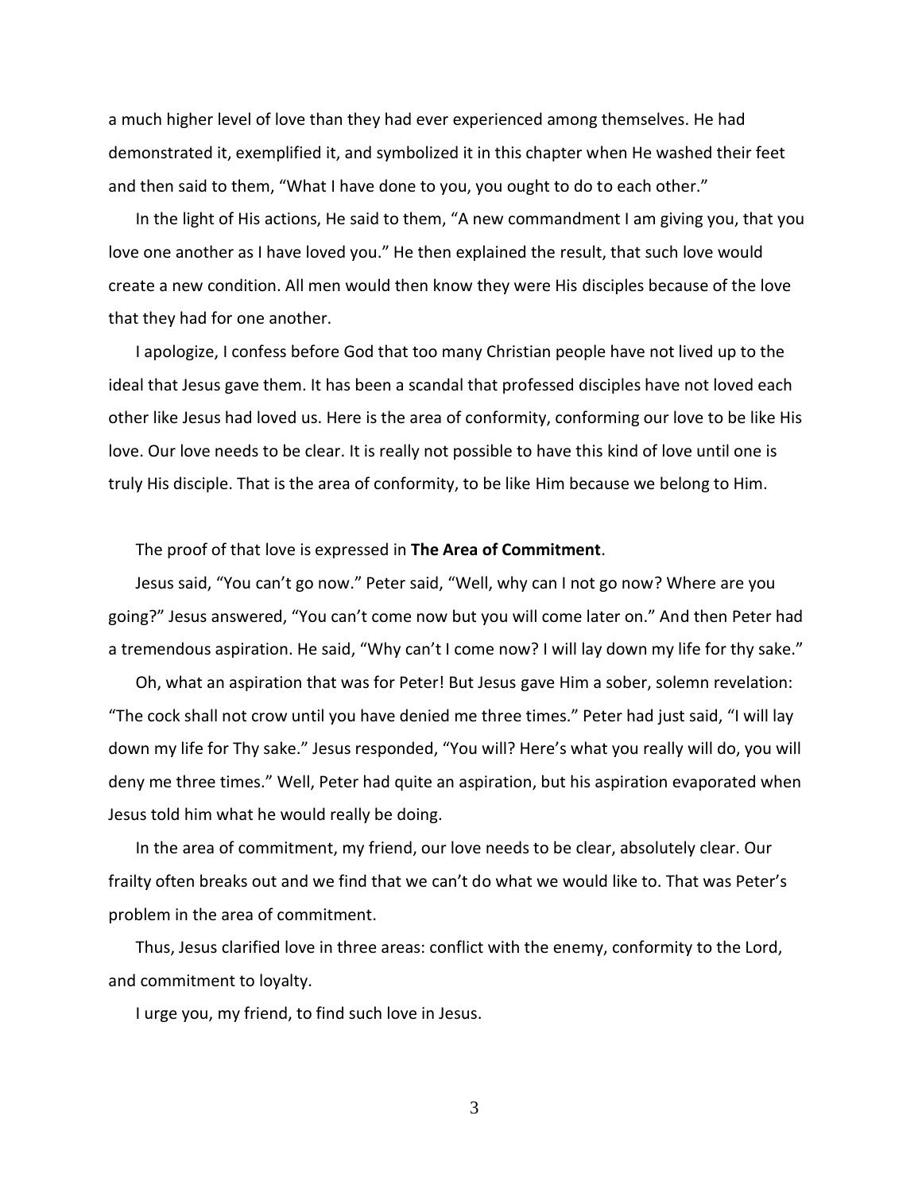a much higher level of love than they had ever experienced among themselves. He had demonstrated it, exemplified it, and symbolized it in this chapter when He washed their feet and then said to them, “What I have done to you, you ought to do to each other.”

In the light of His actions, He said to them, “A new commandment I am giving you, that you love one another as I have loved you.” He then explained the result, that such love would create a new condition. All men would then know they were His disciples because of the love that they had for one another.

I apologize, I confess before God that too many Christian people have not lived up to the ideal that Jesus gave them. It has been a scandal that professed disciples have not loved each other like Jesus had loved us. Here is the area of conformity, conforming our love to be like His love. Our love needs to be clear. It is really not possible to have this kind of love until one is truly His disciple. That is the area of conformity, to be like Him because we belong to Him.

The proof of that love is expressed in **The Area of Commitment**.

Jesus said, “You can’t go now.” Peter said, “Well, why can I not go now? Where are you going?” Jesus answered, “You can’t come now but you will come later on.” And then Peter had a tremendous aspiration. He said, “Why can’t I come now? I will lay down my life for thy sake.”

Oh, what an aspiration that was for Peter! But Jesus gave Him a sober, solemn revelation: “The cock shall not crow until you have denied me three times.” Peter had just said, “I will lay down my life for Thy sake.” Jesus responded, “You will? Here’s what you really will do, you will deny me three times.” Well, Peter had quite an aspiration, but his aspiration evaporated when Jesus told him what he would really be doing.

In the area of commitment, my friend, our love needs to be clear, absolutely clear. Our frailty often breaks out and we find that we can’t do what we would like to. That was Peter’s problem in the area of commitment.

Thus, Jesus clarified love in three areas: conflict with the enemy, conformity to the Lord, and commitment to loyalty.

I urge you, my friend, to find such love in Jesus.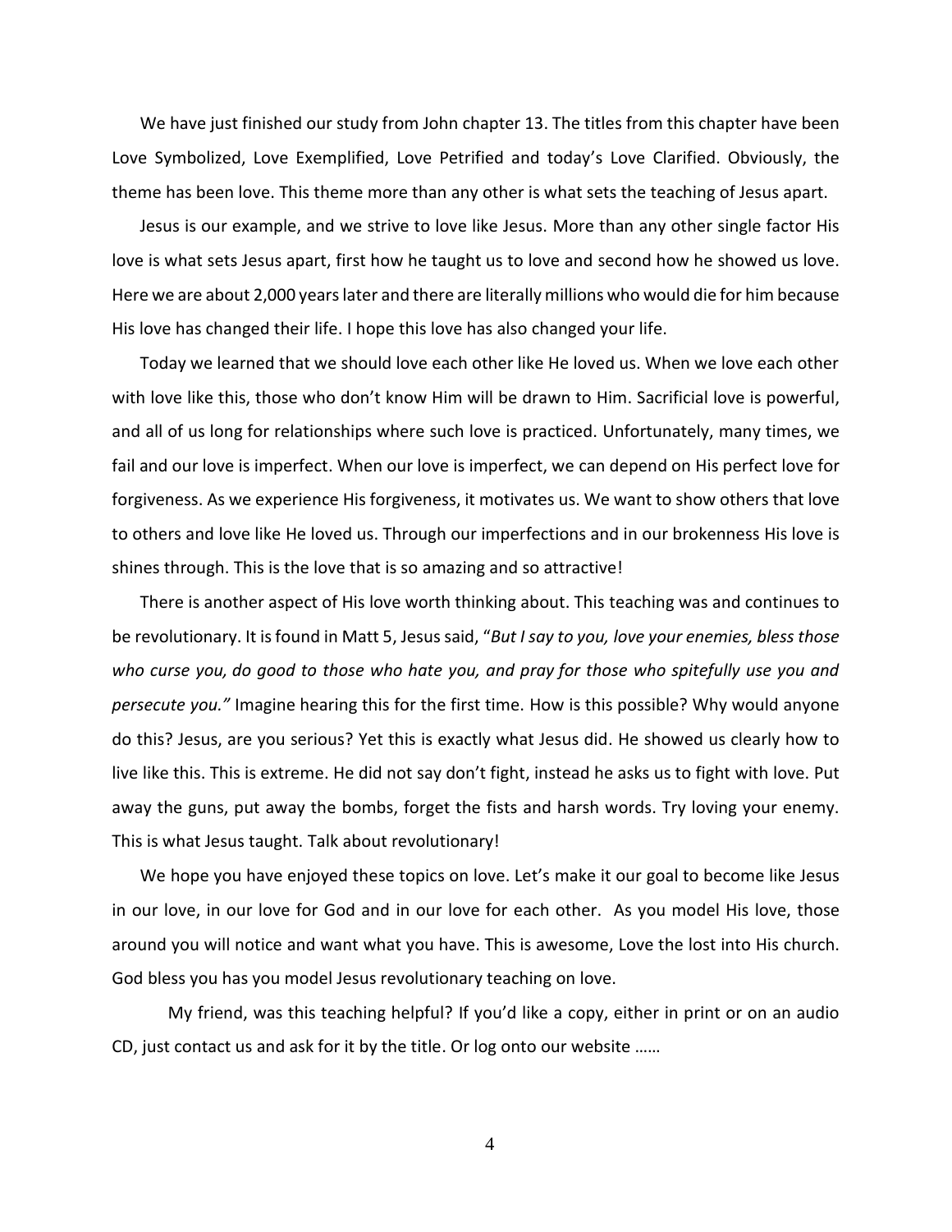We have just finished our study from John chapter 13. The titles from this chapter have been Love Symbolized, Love Exemplified, Love Petrified and today's Love Clarified. Obviously, the theme has been love. This theme more than any other is what sets the teaching of Jesus apart.

Jesus is our example, and we strive to love like Jesus. More than any other single factor His love is what sets Jesus apart, first how he taught us to love and second how he showed us love. Here we are about 2,000 years later and there are literally millions who would die for him because His love has changed their life. I hope this love has also changed your life.

Today we learned that we should love each other like He loved us. When we love each other with love like this, those who don't know Him will be drawn to Him. Sacrificial love is powerful, and all of us long for relationships where such love is practiced. Unfortunately, many times, we fail and our love is imperfect. When our love is imperfect, we can depend on His perfect love for forgiveness. As we experience His forgiveness, it motivates us. We want to show others that love to others and love like He loved us. Through our imperfections and in our brokenness His love is shines through. This is the love that is so amazing and so attractive!

There is another aspect of His love worth thinking about. This teaching was and continues to be revolutionary. It is found in Matt 5, Jesus said, "*But I say to you, love your enemies, bless those who curse you, do good to those who hate you, and pray for those who spitefully use you and persecute you."* Imagine hearing this for the first time. How is this possible? Why would anyone do this? Jesus, are you serious? Yet this is exactly what Jesus did. He showed us clearly how to live like this. This is extreme. He did not say don't fight, instead he asks us to fight with love. Put away the guns, put away the bombs, forget the fists and harsh words. Try loving your enemy. This is what Jesus taught. Talk about revolutionary!

We hope you have enjoyed these topics on love. Let's make it our goal to become like Jesus in our love, in our love for God and in our love for each other. As you model His love, those around you will notice and want what you have. This is awesome, Love the lost into His church. God bless you has you model Jesus revolutionary teaching on love.

My friend, was this teaching helpful? If you'd like a copy, either in print or on an audio CD, just contact us and ask for it by the title. Or log onto our website ……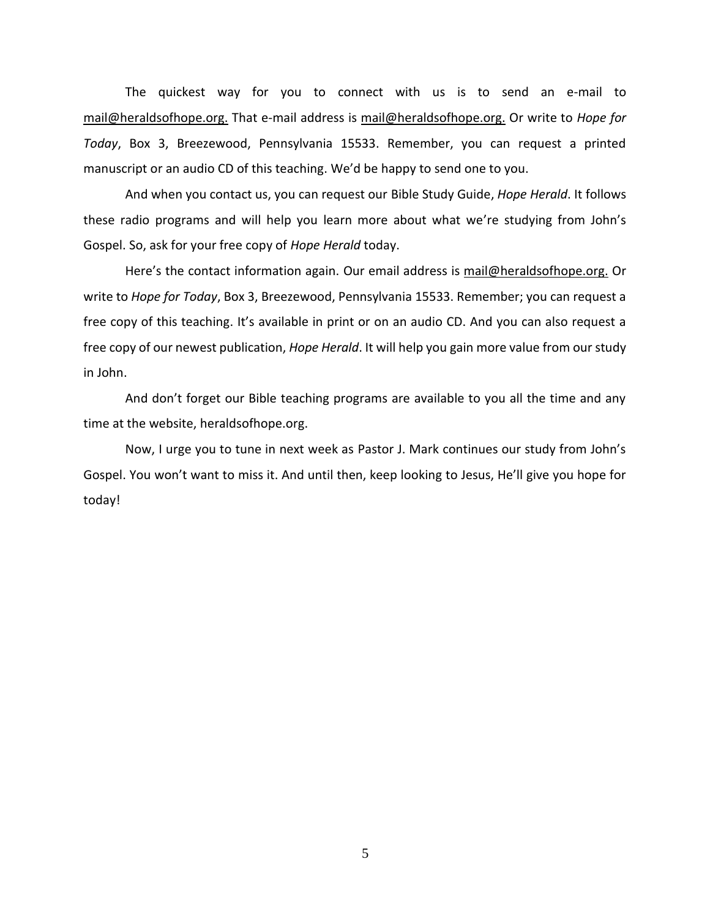The quickest way for you to connect with us is to send an e-mail to mail@heraldsofhope.org. That e-mail address is mail@heraldsofhope.org. Or write to *Hope for Today*, Box 3, Breezewood, Pennsylvania 15533. Remember, you can request a printed manuscript or an audio CD of this teaching. We'd be happy to send one to you.

And when you contact us, you can request our Bible Study Guide, *Hope Herald*. It follows these radio programs and will help you learn more about what we're studying from John's Gospel. So, ask for your free copy of *Hope Herald* today.

Here's the contact information again. Our email address is mail@heraldsofhope.org. Or write to *Hope for Today*, Box 3, Breezewood, Pennsylvania 15533. Remember; you can request a free copy of this teaching. It's available in print or on an audio CD. And you can also request a free copy of our newest publication, *Hope Herald*. It will help you gain more value from our study in John.

And don't forget our Bible teaching programs are available to you all the time and any time at the website, heraldsofhope.org.

Now, I urge you to tune in next week as Pastor J. Mark continues our study from John's Gospel. You won't want to miss it. And until then, keep looking to Jesus, He'll give you hope for today!